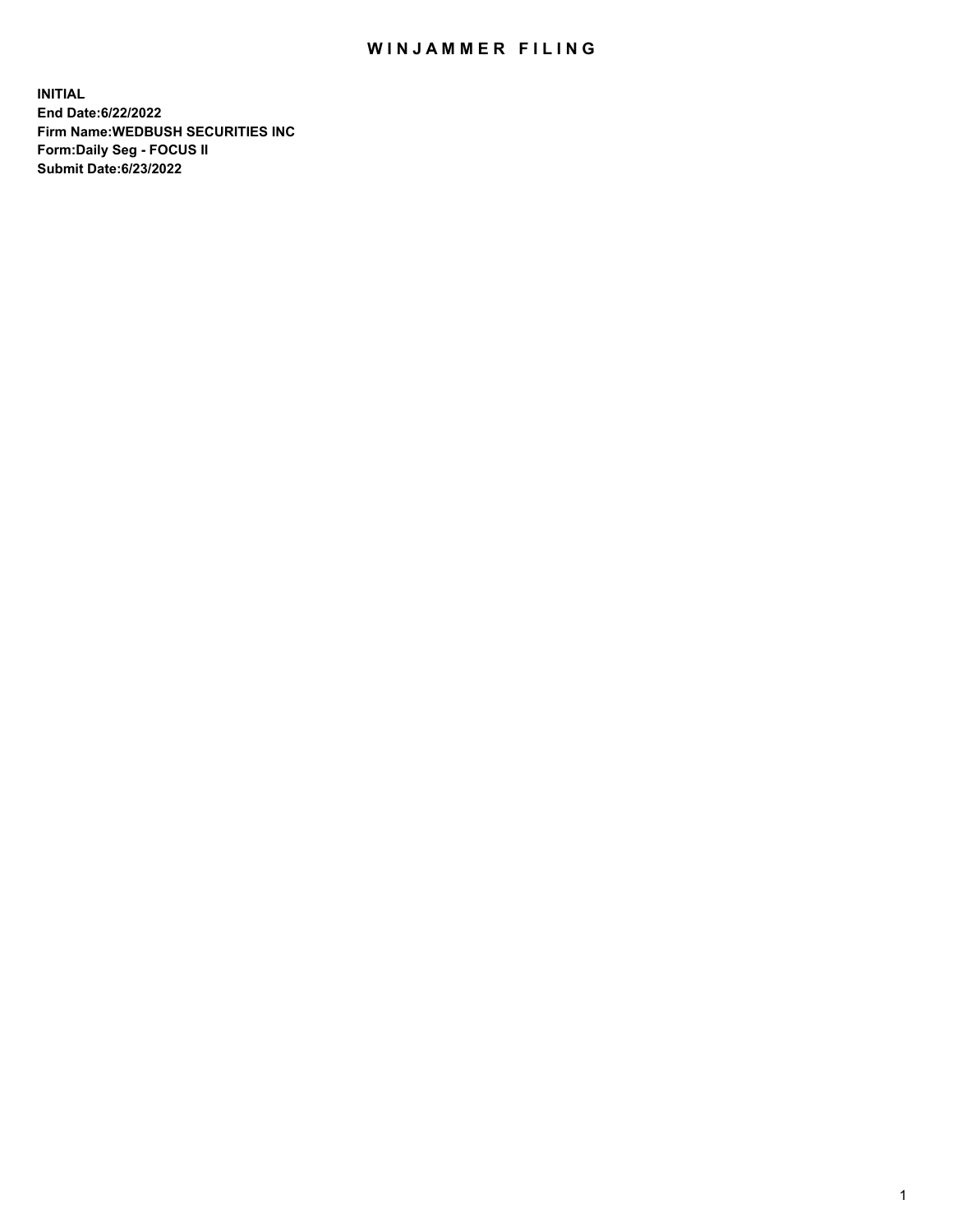# WINJAMMER FILING

**INITIAL**
**End Date:6/22/2022**
**Firm Name:WEDBUSH SECURITIES INC**
**Form:Daily Seg - FOCUS II**
**Submit Date:6/23/2022**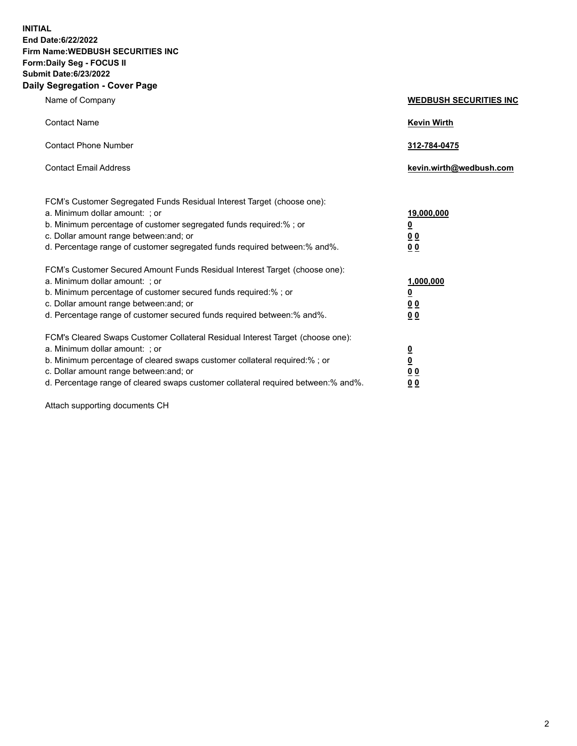**INITIAL**
**End Date:6/22/2022**
**Firm Name:WEDBUSH SECURITIES INC**
**Form:Daily Seg - FOCUS II**
**Submit Date:6/23/2022**

## Daily Segregation - Cover Page

| | |
|---|---|
| Name of Company | **WEDBUSH SECURITIES INC** |
| Contact Name | **Kevin Wirth** |
| Contact Phone Number | **312-784-0475** |
| Contact Email Address | **kevin.wirth@wedbush.com** |

| | |
|---|---|
| FCM's Customer Segregated Funds Residual Interest Target (choose one): | |
| a. Minimum dollar amount: ; or | **19,000,000** |
| b. Minimum percentage of customer segregated funds required:% ; or | **0** |
| c. Dollar amount range between:and; or | **0 0** |
| d. Percentage range of customer segregated funds required between:% and%. | **0 0** |
| FCM's Customer Secured Amount Funds Residual Interest Target (choose one): | |
| a. Minimum dollar amount: ; or | **1,000,000** |
| b. Minimum percentage of customer secured funds required:% ; or | **0** |
| c. Dollar amount range between:and; or | **0 0** |
| d. Percentage range of customer secured funds required between:% and%. | **0 0** |
| FCM's Cleared Swaps Customer Collateral Residual Interest Target (choose one): | |
| a. Minimum dollar amount: ; or | **0** |
| b. Minimum percentage of cleared swaps customer collateral required:% ; or | **0** |
| c. Dollar amount range between:and; or | **0 0** |
| d. Percentage range of cleared swaps customer collateral required between:% and%. | **0 0** |

Attach supporting documents CH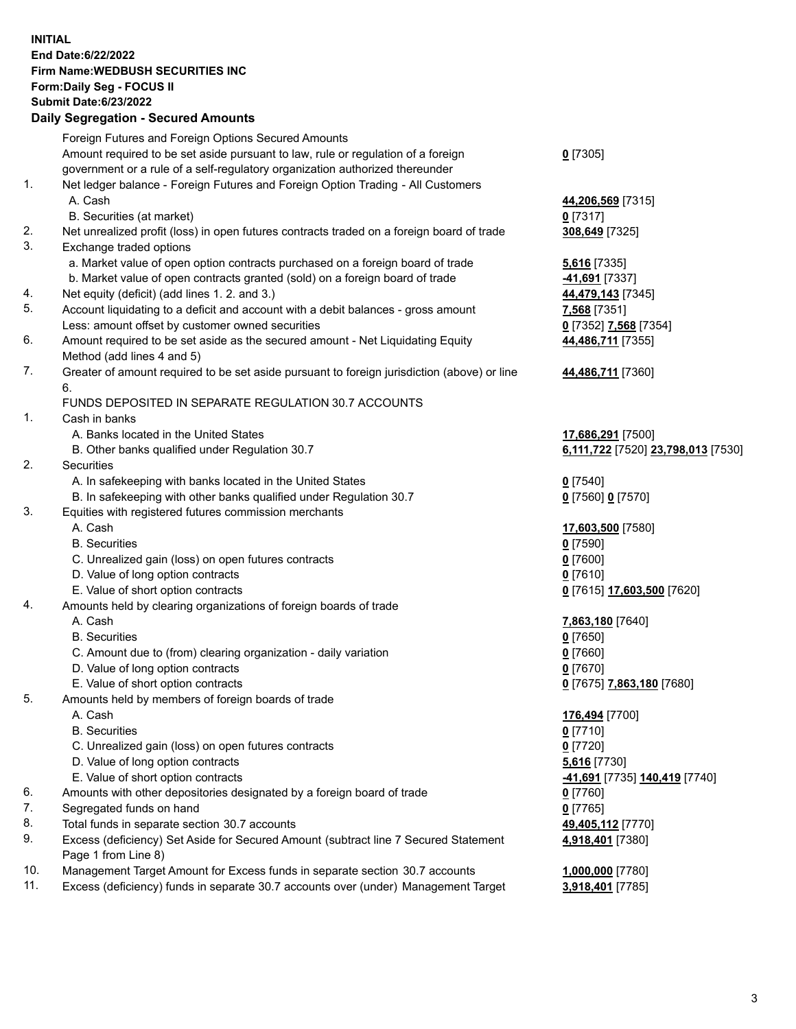**INITIAL**
**End Date:6/22/2022**
**Firm Name:WEDBUSH SECURITIES INC**
**Form:Daily Seg - FOCUS II**
**Submit Date:6/23/2022**

## Daily Segregation - Secured Amounts

| | | |
|---|---|---|
| | Foreign Futures and Foreign Options Secured Amounts | |
| | Amount required to be set aside pursuant to law, rule or regulation of a foreign government or a rule of a self-regulatory organization authorized thereunder | **0** [7305] |
| 1. | Net ledger balance - Foreign Futures and Foreign Option Trading - All Customers | |
| | A. Cash | **44,206,569** [7315] |
| | B. Securities (at market) | **0** [7317] |
| 2. | Net unrealized profit (loss) in open futures contracts traded on a foreign board of trade | **308,649** [7325] |
| 3. | Exchange traded options | |
| | a. Market value of open option contracts purchased on a foreign board of trade | **5,616** [7335] |
| | b. Market value of open contracts granted (sold) on a foreign board of trade | **-41,691** [7337] |
| 4. | Net equity (deficit) (add lines 1. 2. and 3.) | **44,479,143** [7345] |
| 5. | Account liquidating to a deficit and account with a debit balances - gross amount | **7,568** [7351] |
| | Less: amount offset by customer owned securities | **0** [7352] **7,568** [7354] |
| 6. | Amount required to be set aside as the secured amount - Net Liquidating Equity Method (add lines 4 and 5) | **44,486,711** [7355] |
| 7. | Greater of amount required to be set aside pursuant to foreign jurisdiction (above) or line 6. | **44,486,711** [7360] |
| | FUNDS DEPOSITED IN SEPARATE REGULATION 30.7 ACCOUNTS | |
| 1. | Cash in banks | |
| | A. Banks located in the United States | **17,686,291** [7500] |
| | B. Other banks qualified under Regulation 30.7 | **6,111,722** [7520] **23,798,013** [7530] |
| 2. | Securities | |
| | A. In safekeeping with banks located in the United States | **0** [7540] |
| | B. In safekeeping with other banks qualified under Regulation 30.7 | **0** [7560] **0** [7570] |
| 3. | Equities with registered futures commission merchants | |
| | A. Cash | **17,603,500** [7580] |
| | B. Securities | **0** [7590] |
| | C. Unrealized gain (loss) on open futures contracts | **0** [7600] |
| | D. Value of long option contracts | **0** [7610] |
| | E. Value of short option contracts | **0** [7615] **17,603,500** [7620] |
| 4. | Amounts held by clearing organizations of foreign boards of trade | |
| | A. Cash | **7,863,180** [7640] |
| | B. Securities | **0** [7650] |
| | C. Amount due to (from) clearing organization - daily variation | **0** [7660] |
| | D. Value of long option contracts | **0** [7670] |
| | E. Value of short option contracts | **0** [7675] **7,863,180** [7680] |
| 5. | Amounts held by members of foreign boards of trade | |
| | A. Cash | **176,494** [7700] |
| | B. Securities | **0** [7710] |
| | C. Unrealized gain (loss) on open futures contracts | **0** [7720] |
| | D. Value of long option contracts | **5,616** [7730] |
| | E. Value of short option contracts | **-41,691** [7735] **140,419** [7740] |
| 6. | Amounts with other depositories designated by a foreign board of trade | **0** [7760] |
| 7. | Segregated funds on hand | **0** [7765] |
| 8. | Total funds in separate section 30.7 accounts | **49,405,112** [7770] |
| 9. | Excess (deficiency) Set Aside for Secured Amount (subtract line 7 Secured Statement Page 1 from Line 8) | **4,918,401** [7380] |
| 10. | Management Target Amount for Excess funds in separate section 30.7 accounts | **1,000,000** [7780] |
| 11. | Excess (deficiency) funds in separate 30.7 accounts over (under) Management Target | **3,918,401** [7785] |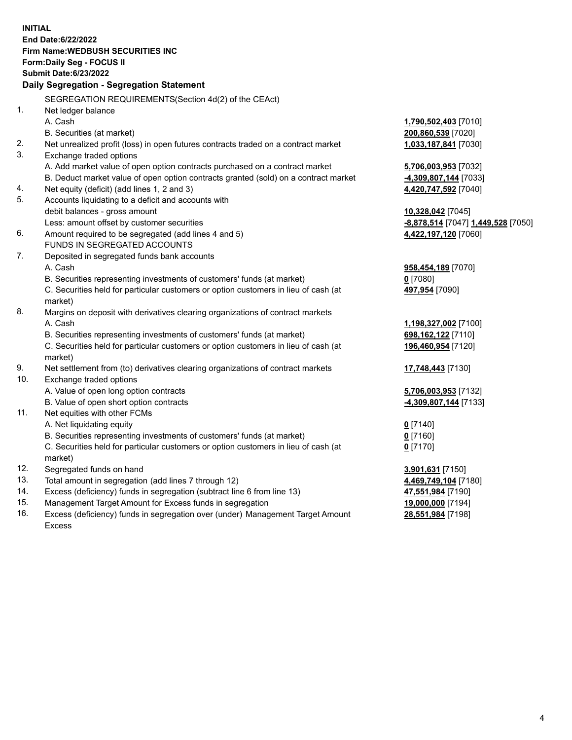**INITIAL**
**End Date:6/22/2022**
**Firm Name:WEDBUSH SECURITIES INC**
**Form:Daily Seg - FOCUS II**
**Submit Date:6/23/2022**

## Daily Segregation - Segregation Statement

| | | |
|---|---|---|
| | SEGREGATION REQUIREMENTS(Section 4d(2) of the CEAct) | |
| 1. | Net ledger balance | |
| | A. Cash | **1,790,502,403** [7010] |
| | B. Securities (at market) | **200,860,539** [7020] |
| 2. | Net unrealized profit (loss) in open futures contracts traded on a contract market | **1,033,187,841** [7030] |
| 3. | Exchange traded options | |
| | A. Add market value of open option contracts purchased on a contract market | **5,706,003,953** [7032] |
| | B. Deduct market value of open option contracts granted (sold) on a contract market | **-4,309,807,144** [7033] |
| 4. | Net equity (deficit) (add lines 1, 2 and 3) | **4,420,747,592** [7040] |
| 5. | Accounts liquidating to a deficit and accounts with debit balances - gross amount | **10,328,042** [7045] |
| | Less: amount offset by customer securities | **-8,878,514** [7047] **1,449,528** [7050] |
| 6. | Amount required to be segregated (add lines 4 and 5) | **4,422,197,120** [7060] |
| | FUNDS IN SEGREGATED ACCOUNTS | |
| 7. | Deposited in segregated funds bank accounts | |
| | A. Cash | **958,454,189** [7070] |
| | B. Securities representing investments of customers' funds (at market) | **0** [7080] |
| | C. Securities held for particular customers or option customers in lieu of cash (at market) | **497,954** [7090] |
| 8. | Margins on deposit with derivatives clearing organizations of contract markets | |
| | A. Cash | **1,198,327,002** [7100] |
| | B. Securities representing investments of customers' funds (at market) | **698,162,122** [7110] |
| | C. Securities held for particular customers or option customers in lieu of cash (at market) | **196,460,954** [7120] |
| 9. | Net settlement from (to) derivatives clearing organizations of contract markets | **17,748,443** [7130] |
| 10. | Exchange traded options | |
| | A. Value of open long option contracts | **5,706,003,953** [7132] |
| | B. Value of open short option contracts | **-4,309,807,144** [7133] |
| 11. | Net equities with other FCMs | |
| | A. Net liquidating equity | **0** [7140] |
| | B. Securities representing investments of customers' funds (at market) | **0** [7160] |
| | C. Securities held for particular customers or option customers in lieu of cash (at market) | **0** [7170] |
| 12. | Segregated funds on hand | **3,901,631** [7150] |
| 13. | Total amount in segregation (add lines 7 through 12) | **4,469,749,104** [7180] |
| 14. | Excess (deficiency) funds in segregation (subtract line 6 from line 13) | **47,551,984** [7190] |
| 15. | Management Target Amount for Excess funds in segregation | **19,000,000** [7194] |
| 16. | Excess (deficiency) funds in segregation over (under) Management Target Amount Excess | **28,551,984** [7198] |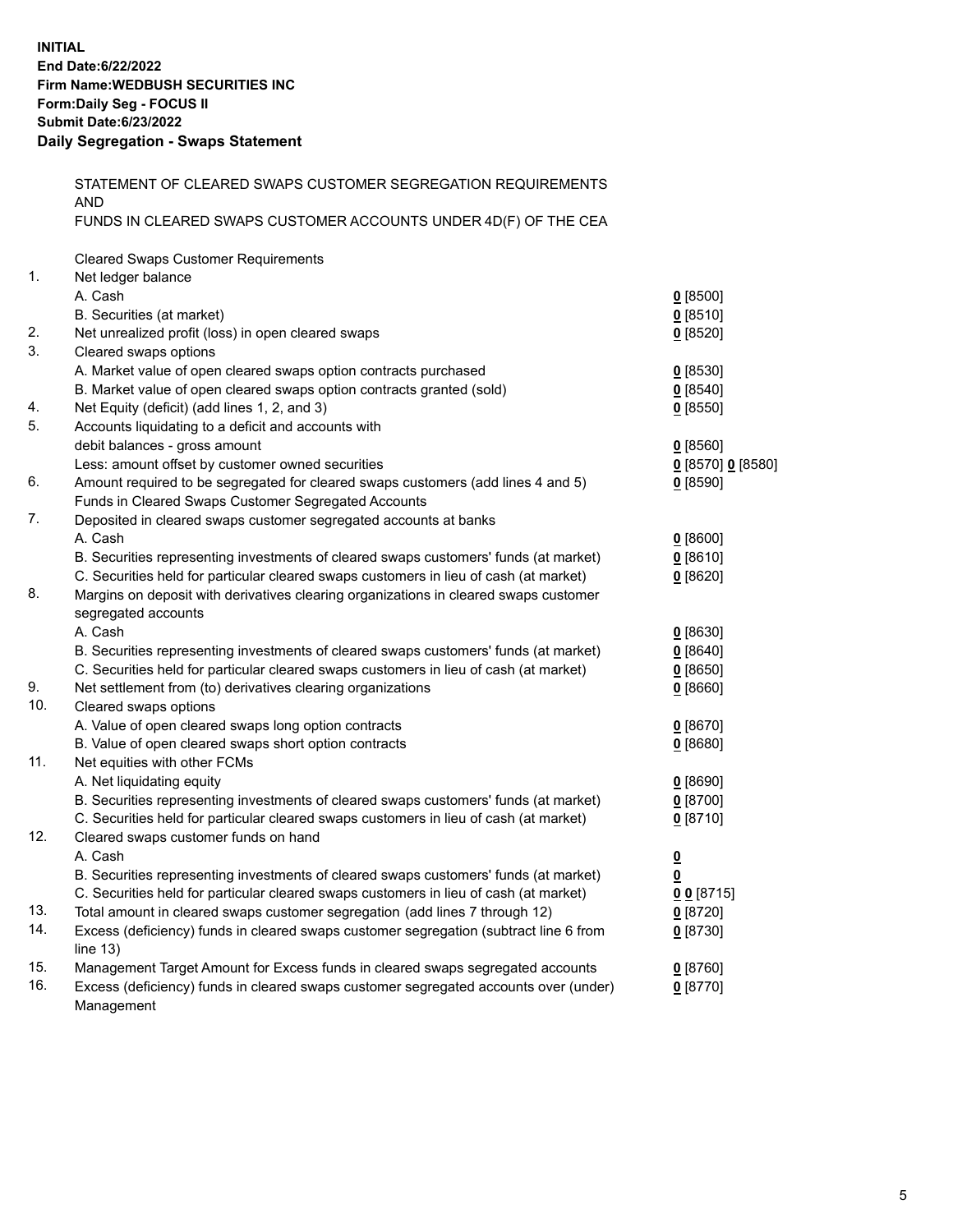**INITIAL**
**End Date:6/22/2022**
**Firm Name:WEDBUSH SECURITIES INC**
**Form:Daily Seg - FOCUS II**
**Submit Date:6/23/2022**
**Daily Segregation - Swaps Statement**

STATEMENT OF CLEARED SWAPS CUSTOMER SEGREGATION REQUIREMENTS AND FUNDS IN CLEARED SWAPS CUSTOMER ACCOUNTS UNDER 4D(F) OF THE CEA

| | | |
|---|---|---|
| | Cleared Swaps Customer Requirements | |
| 1. | Net ledger balance | |
| | A. Cash | 0 [8500] |
| | B. Securities (at market) | 0 [8510] |
| 2. | Net unrealized profit (loss) in open cleared swaps | 0 [8520] |
| 3. | Cleared swaps options | |
| | A. Market value of open cleared swaps option contracts purchased | 0 [8530] |
| | B. Market value of open cleared swaps option contracts granted (sold) | 0 [8540] |
| 4. | Net Equity (deficit) (add lines 1, 2, and 3) | 0 [8550] |
| 5. | Accounts liquidating to a deficit and accounts with debit balances - gross amount | 0 [8560] |
| | Less: amount offset by customer owned securities | 0 [8570] 0 [8580] |
| 6. | Amount required to be segregated for cleared swaps customers (add lines 4 and 5) | 0 [8590] |
| | Funds in Cleared Swaps Customer Segregated Accounts | |
| 7. | Deposited in cleared swaps customer segregated accounts at banks | |
| | A. Cash | 0 [8600] |
| | B. Securities representing investments of cleared swaps customers' funds (at market) | 0 [8610] |
| | C. Securities held for particular cleared swaps customers in lieu of cash (at market) | 0 [8620] |
| 8. | Margins on deposit with derivatives clearing organizations in cleared swaps customer segregated accounts | |
| | A. Cash | 0 [8630] |
| | B. Securities representing investments of cleared swaps customers' funds (at market) | 0 [8640] |
| | C. Securities held for particular cleared swaps customers in lieu of cash (at market) | 0 [8650] |
| 9. | Net settlement from (to) derivatives clearing organizations | 0 [8660] |
| 10. | Cleared swaps options | |
| | A. Value of open cleared swaps long option contracts | 0 [8670] |
| | B. Value of open cleared swaps short option contracts | 0 [8680] |
| 11. | Net equities with other FCMs | |
| | A. Net liquidating equity | 0 [8690] |
| | B. Securities representing investments of cleared swaps customers' funds (at market) | 0 [8700] |
| | C. Securities held for particular cleared swaps customers in lieu of cash (at market) | 0 [8710] |
| 12. | Cleared swaps customer funds on hand | |
| | A. Cash | 0 |
| | B. Securities representing investments of cleared swaps customers' funds (at market) | 0 |
| | C. Securities held for particular cleared swaps customers in lieu of cash (at market) | 0 0 [8715] |
| 13. | Total amount in cleared swaps customer segregation (add lines 7 through 12) | 0 [8720] |
| 14. | Excess (deficiency) funds in cleared swaps customer segregation (subtract line 6 from line 13) | 0 [8730] |
| 15. | Management Target Amount for Excess funds in cleared swaps segregated accounts | 0 [8760] |
| 16. | Excess (deficiency) funds in cleared swaps customer segregated accounts over (under) Management | 0 [8770] |